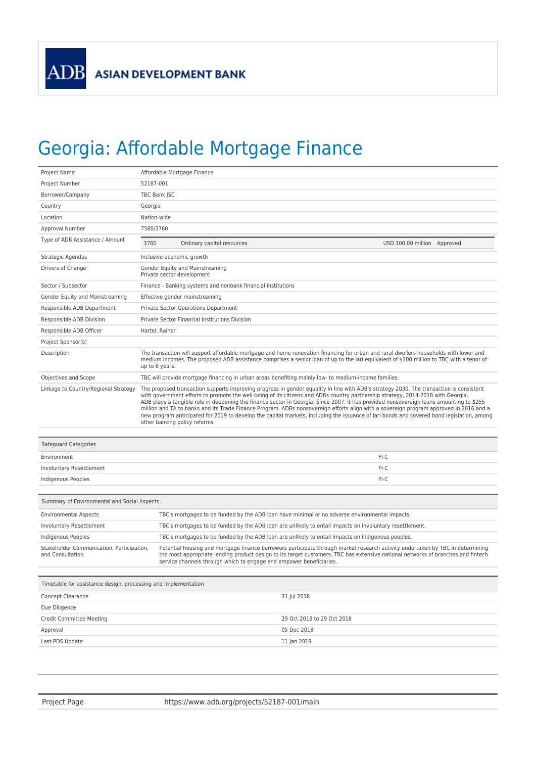ADB ASIAN DEVELOPMENT BANK

# Georgia: Affordable Mortgage Finance

| | |
|---|---|
| Project Name | Affordable Mortgage Finance |
| Project Number | 52187-001 |
| Borrower/Company | TBC Bank JSC |
| Country | Georgia |
| Location | Nation-wide |
| Approval Number | 7580/3760 |
| Type of ADB Assistance / Amount | 3760 Ordinary capital resources USD 100.00 million Approved |
| Strategic Agendas | Inclusive economic growth |
| Drivers of Change | Gender Equity and Mainstreaming<br>Private sector development |
| Sector / Subsector | Finance - Banking systems and nonbank financial institutions |
| Gender Equity and Mainstreaming | Effective gender mainstreaming |
| Responsible ADB Department | Private Sector Operations Department |
| Responsible ADB Division | Private Sector Financial Institutions Division |
| Responsible ADB Officer | Hartel, Rainer |
| Project Sponsor(s) | |
| Description | The transaction will support affordable mortgage and home renovation financing for urban and rural dwellers households with lower and medium incomes. The proposed ADB assistance comprises a senior loan of up to the lari equivalent of $100 million to TBC with a tenor of up to 6 years. |
| Objectives and Scope | TBC will provide mortgage financing in urban areas benefiting mainly low- to medium-income families. |
| Linkage to Country/Regional Strategy | The proposed transaction supports improving progress in gender equality in line with ADB's strategy 2030. The transaction is consistent with government efforts to promote the well-being of its citizens and ADBs country partnership strategy, 2014-2018 with Georgia.<br>ADB plays a tangible role in deepening the finance sector in Georgia. Since 2007, it has provided nonsovereign loans amounting to $255 million and TA to banks and its Trade Finance Program. ADBs nonsovereign efforts align with a sovereign program approved in 2016 and a new program anticipated for 2019 to develop the capital markets, including the issuance of lari bonds and covered bond legislation, among other banking policy reforms. |

| Safeguard Categories | |
|---|---|
| Environment | FI-C |
| Involuntary Resettlement | FI-C |
| Indigenous Peoples | FI-C |

| Summary of Environmental and Social Aspects | |
|---|---|
| Environmental Aspects | TBC's mortgages to be funded by the ADB loan have minimal or no adverse environmental impacts. |
| Involuntary Resettlement | TBC's mortgages to be funded by the ADB loan are unlikely to entail impacts on involuntary resettlement. |
| Indigenous Peoples | TBC's mortgages to be funded by the ADB loan are unlikely to entail impacts on indigenous peoples. |
| Stakeholder Communication, Participation, and Consultation | Potential housing and mortgage finance borrowers participate through market research activity undertaken by TBC in determining the most appropriate lending product design to its target customers. TBC has extensive national networks of branches and fintech service channels through which to engage and empower beneficiaries. |

| Timetable for assistance design, processing and implementation | |
|---|---|
| Concept Clearance | 31 Jul 2018 |
| Due Diligence | |
| Credit Committee Meeting | 29 Oct 2018 to 29 Oct 2018 |
| Approval | 05 Dec 2018 |
| Last PDS Update | 11 Jan 2019 |

| | |
|---|---|
| Project Page | https://www.adb.org/projects/52187-001/main |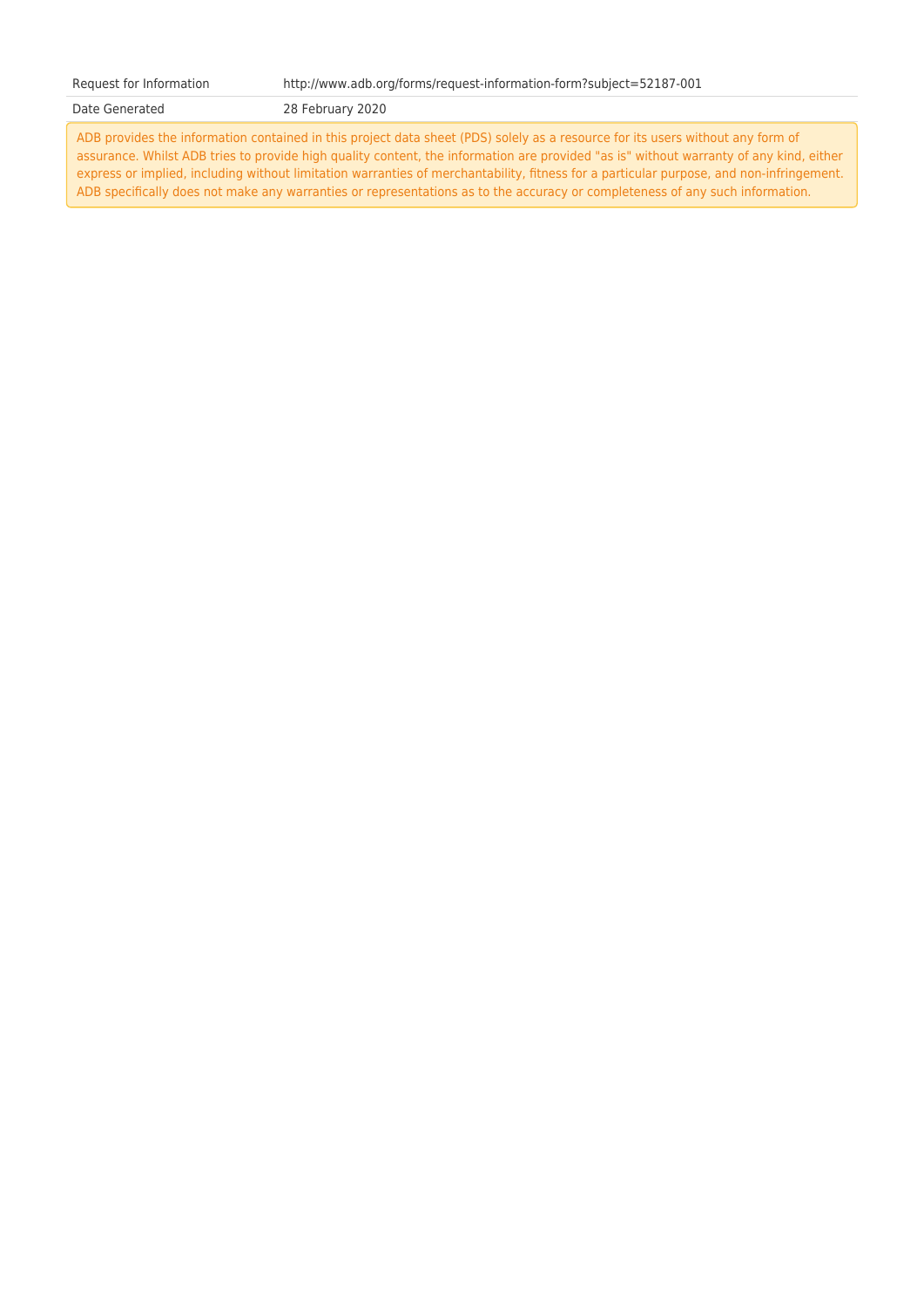| | |
|---|---|
| Request for Information | http://www.adb.org/forms/request-information-form?subject=52187-001 |
| Date Generated | 28 February 2020 |

ADB provides the information contained in this project data sheet (PDS) solely as a resource for its users without any form of assurance. Whilst ADB tries to provide high quality content, the information are provided "as is" without warranty of any kind, either express or implied, including without limitation warranties of merchantability, fitness for a particular purpose, and non-infringement. ADB specifically does not make any warranties or representations as to the accuracy or completeness of any such information.